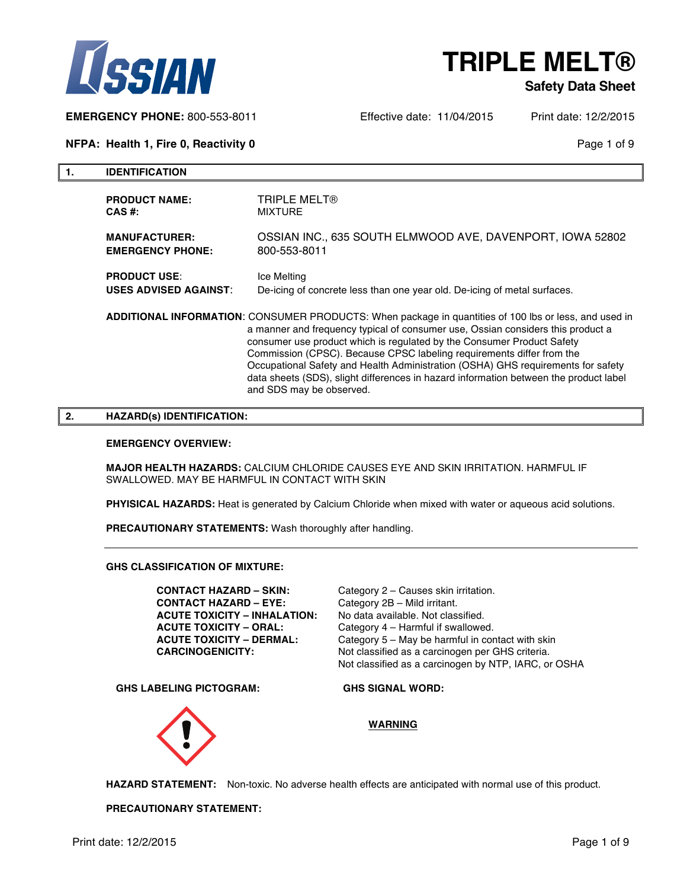# TRIPLE MELT®

**Safety Data Sheet**

**EMERGENCY PHONE:** 800-553-8011 Effective date: 11/04/2015 Print date: 12/2/2015

**NFPA: Health 1, Fire 0, Reactivity 0**

## 1. IDENTIFICATION

**PRODUCT NAME:** TRIPLE MELT®
**CAS #:** MIXTURE

**MANUFACTURER:** OSSIAN INC., 635 SOUTH ELMWOOD AVE, DAVENPORT, IOWA 52802
**EMERGENCY PHONE:** 800-553-8011

**PRODUCT USE:** Ice Melting
**USES ADVISED AGAINST:** De-icing of concrete less than one year old. De-icing of metal surfaces.

**ADDITIONAL INFORMATION:** CONSUMER PRODUCTS: When package in quantities of 100 lbs or less, and used in a manner and frequency typical of consumer use, Ossian considers this product a consumer use product which is regulated by the Consumer Product Safety Commission (CPSC). Because CPSC labeling requirements differ from the Occupational Safety and Health Administration (OSHA) GHS requirements for safety data sheets (SDS), slight differences in hazard information between the product label and SDS may be observed.

## 2. HAZARD(s) IDENTIFICATION:

**EMERGENCY OVERVIEW:**

**MAJOR HEALTH HAZARDS:** CALCIUM CHLORIDE CAUSES EYE AND SKIN IRRITATION. HARMFUL IF SWALLOWED. MAY BE HARMFUL IN CONTACT WITH SKIN

**PHYISICAL HAZARDS:** Heat is generated by Calcium Chloride when mixed with water or aqueous acid solutions.

**PRECAUTIONARY STATEMENTS:** Wash thoroughly after handling.

---

**GHS CLASSIFICATION OF MIXTURE:**

| | |
|---|---|
| **CONTACT HAZARD – SKIN:** | Category 2 – Causes skin irritation. |
| **CONTACT HAZARD – EYE:** | Category 2B – Mild irritant. |
| **ACUTE TOXICITY – INHALATION:** | No data available. Not classified. |
| **ACUTE TOXICITY – ORAL:** | Category 4 – Harmful if swallowed. |
| **ACUTE TOXICITY – DERMAL:** | Category 5 – May be harmful in contact with skin |
| **CARCINOGENICITY:** | Not classified as a carcinogen per GHS criteria. Not classified as a carcinogen by NTP, IARC, or OSHA |

**GHS LABELING PICTOGRAM:**

**GHS SIGNAL WORD:**

**WARNING**

**HAZARD STATEMENT:** Non-toxic. No adverse health effects are anticipated with normal use of this product.

**PRECAUTIONARY STATEMENT:**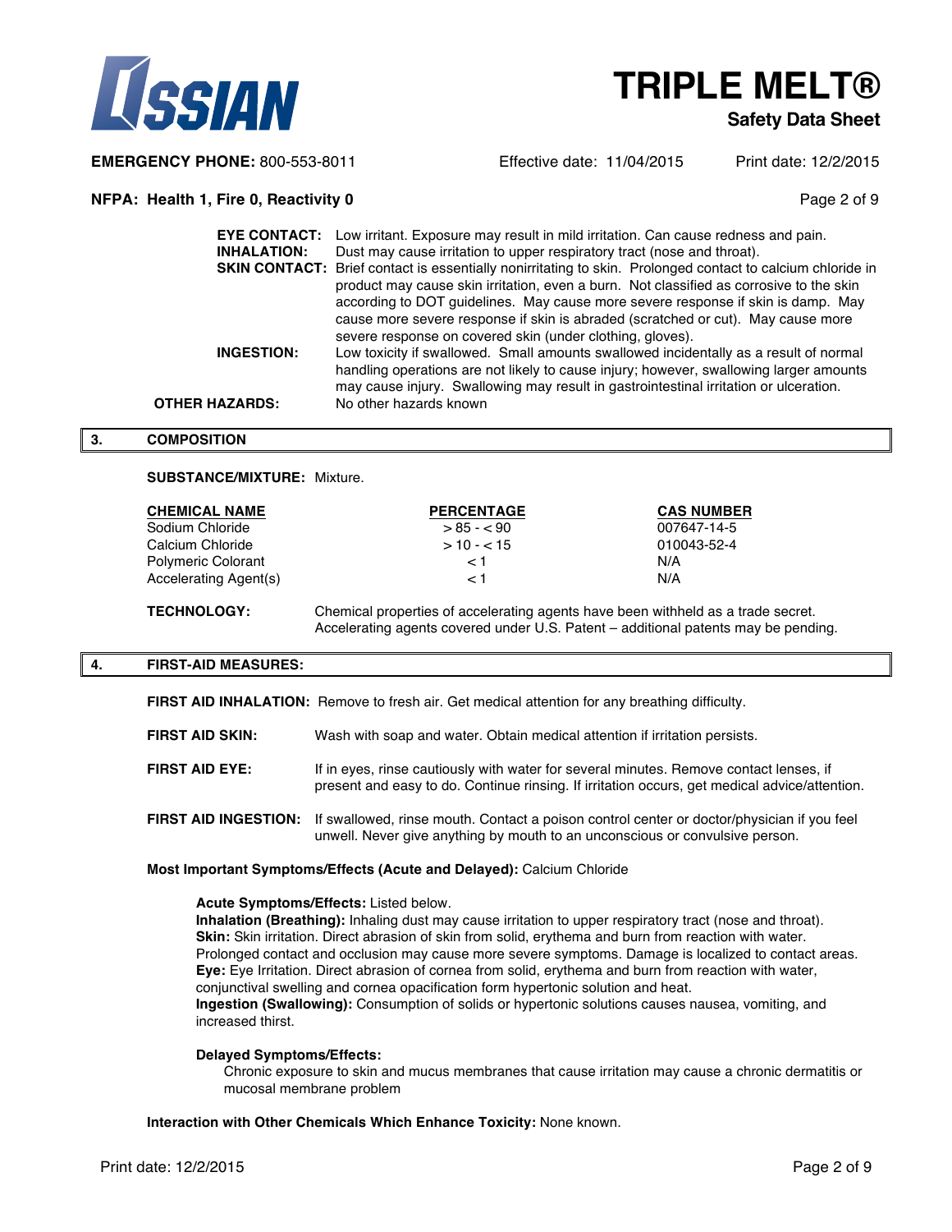**EYE CONTACT:** Low irritant. Exposure may result in mild irritation. Can cause redness and pain.

**INHALATION:** Dust may cause irritation to upper respiratory tract (nose and throat).

**SKIN CONTACT:** Brief contact is essentially nonirritating to skin. Prolonged contact to calcium chloride in product may cause skin irritation, even a burn. Not classified as corrosive to the skin according to DOT guidelines. May cause more severe response if skin is damp. May cause more severe response if skin is abraded (scratched or cut). May cause more severe response on covered skin (under clothing, gloves).

**INGESTION:** Low toxicity if swallowed. Small amounts swallowed incidentally as a result of normal handling operations are not likely to cause injury; however, swallowing larger amounts may cause injury. Swallowing may result in gastrointestinal irritation or ulceration.

**OTHER HAZARDS:** No other hazards known

## 3. COMPOSITION

**SUBSTANCE/MIXTURE:** Mixture.

| CHEMICAL NAME | PERCENTAGE | CAS NUMBER |
|---|---|---|
| Sodium Chloride | > 85 - < 90 | 007647-14-5 |
| Calcium Chloride | > 10 - < 15 | 010043-52-4 |
| Polymeric Colorant | < 1 | N/A |
| Accelerating Agent(s) | < 1 | N/A |

**TECHNOLOGY:** Chemical properties of accelerating agents have been withheld as a trade secret. Accelerating agents covered under U.S. Patent – additional patents may be pending.

## 4. FIRST-AID MEASURES:

**FIRST AID INHALATION:** Remove to fresh air. Get medical attention for any breathing difficulty.

**FIRST AID SKIN:** Wash with soap and water. Obtain medical attention if irritation persists.

**FIRST AID EYE:** If in eyes, rinse cautiously with water for several minutes. Remove contact lenses, if present and easy to do. Continue rinsing. If irritation occurs, get medical advice/attention.

**FIRST AID INGESTION:** If swallowed, rinse mouth. Contact a poison control center or doctor/physician if you feel unwell. Never give anything by mouth to an unconscious or convulsive person.

**Most Important Symptoms/Effects (Acute and Delayed):** Calcium Chloride

**Acute Symptoms/Effects:** Listed below.
**Inhalation (Breathing):** Inhaling dust may cause irritation to upper respiratory tract (nose and throat).
**Skin:** Skin irritation. Direct abrasion of skin from solid, erythema and burn from reaction with water. Prolonged contact and occlusion may cause more severe symptoms. Damage is localized to contact areas.
**Eye:** Eye Irritation. Direct abrasion of cornea from solid, erythema and burn from reaction with water, conjunctival swelling and cornea opacification form hypertonic solution and heat.
**Ingestion (Swallowing):** Consumption of solids or hypertonic solutions causes nausea, vomiting, and increased thirst.

**Delayed Symptoms/Effects:**
Chronic exposure to skin and mucus membranes that cause irritation may cause a chronic dermatitis or mucosal membrane problem

**Interaction with Other Chemicals Which Enhance Toxicity:** None known.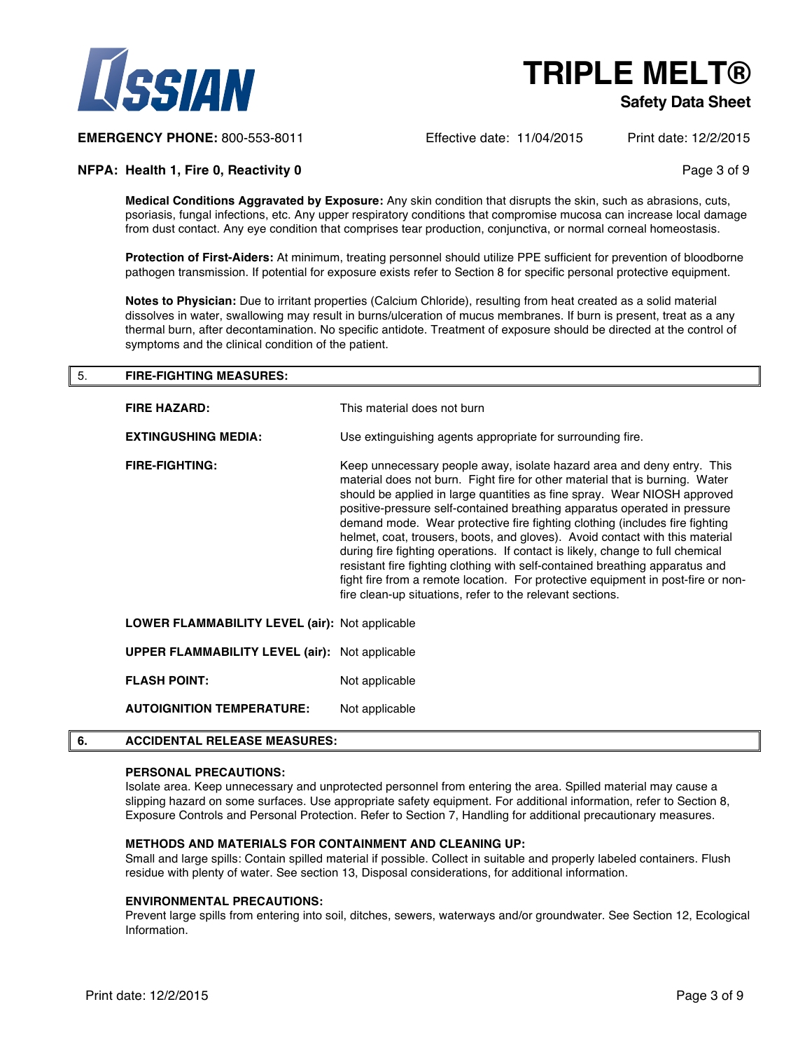**Medical Conditions Aggravated by Exposure:** Any skin condition that disrupts the skin, such as abrasions, cuts, psoriasis, fungal infections, etc. Any upper respiratory conditions that compromise mucosa can increase local damage from dust contact. Any eye condition that comprises tear production, conjunctiva, or normal corneal homeostasis.

**Protection of First-Aiders:** At minimum, treating personnel should utilize PPE sufficient for prevention of bloodborne pathogen transmission. If potential for exposure exists refer to Section 8 for specific personal protective equipment.

**Notes to Physician:** Due to irritant properties (Calcium Chloride), resulting from heat created as a solid material dissolves in water, swallowing may result in burns/ulceration of mucus membranes. If burn is present, treat as a any thermal burn, after decontamination. No specific antidote. Treatment of exposure should be directed at the control of symptoms and the clinical condition of the patient.

## 5. FIRE-FIGHTING MEASURES:

**FIRE HAZARD:** This material does not burn

**EXTINGUSHING MEDIA:** Use extinguishing agents appropriate for surrounding fire.

**FIRE-FIGHTING:** Keep unnecessary people away, isolate hazard area and deny entry. This material does not burn. Fight fire for other material that is burning. Water should be applied in large quantities as fine spray. Wear NIOSH approved positive-pressure self-contained breathing apparatus operated in pressure demand mode. Wear protective fire fighting clothing (includes fire fighting helmet, coat, trousers, boots, and gloves). Avoid contact with this material during fire fighting operations. If contact is likely, change to full chemical resistant fire fighting clothing with self-contained breathing apparatus and fight fire from a remote location. For protective equipment in post-fire or non-fire clean-up situations, refer to the relevant sections.

**LOWER FLAMMABILITY LEVEL (air):** Not applicable

**UPPER FLAMMABILITY LEVEL (air):** Not applicable

**FLASH POINT:** Not applicable

**AUTOIGNITION TEMPERATURE:** Not applicable

## 6. ACCIDENTAL RELEASE MEASURES:

**PERSONAL PRECAUTIONS:**
Isolate area. Keep unnecessary and unprotected personnel from entering the area. Spilled material may cause a slipping hazard on some surfaces. Use appropriate safety equipment. For additional information, refer to Section 8, Exposure Controls and Personal Protection. Refer to Section 7, Handling for additional precautionary measures.

**METHODS AND MATERIALS FOR CONTAINMENT AND CLEANING UP:**
Small and large spills: Contain spilled material if possible. Collect in suitable and properly labeled containers. Flush residue with plenty of water. See section 13, Disposal considerations, for additional information.

**ENVIRONMENTAL PRECAUTIONS:**
Prevent large spills from entering into soil, ditches, sewers, waterways and/or groundwater. See Section 12, Ecological Information.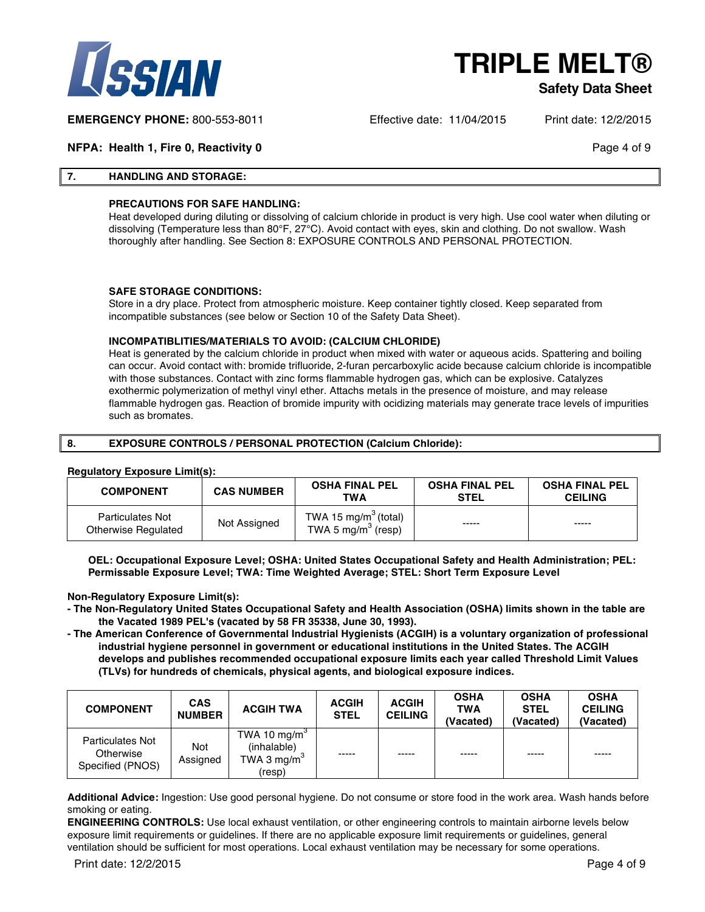## 7. HANDLING AND STORAGE:

**PRECAUTIONS FOR SAFE HANDLING:**

Heat developed during diluting or dissolving of calcium chloride in product is very high. Use cool water when diluting or dissolving (Temperature less than 80°F, 27°C). Avoid contact with eyes, skin and clothing. Do not swallow. Wash thoroughly after handling. See Section 8: EXPOSURE CONTROLS AND PERSONAL PROTECTION.

**SAFE STORAGE CONDITIONS:**

Store in a dry place. Protect from atmospheric moisture. Keep container tightly closed. Keep separated from incompatible substances (see below or Section 10 of the Safety Data Sheet).

**INCOMPATIBLITIES/MATERIALS TO AVOID: (CALCIUM CHLORIDE)**

Heat is generated by the calcium chloride in product when mixed with water or aqueous acids. Spattering and boiling can occur. Avoid contact with: bromide trifluoride, 2-furan percarboxylic acide because calcium chloride is incompatible with those substances. Contact with zinc forms flammable hydrogen gas, which can be explosive. Catalyzes exothermic polymerization of methyl vinyl ether. Attachs metals in the presence of moisture, and may release flammable hydrogen gas. Reaction of bromide impurity with ocidizing materials may generate trace levels of impurities such as bromates.

## 8. EXPOSURE CONTROLS / PERSONAL PROTECTION (Calcium Chloride):

**Regulatory Exposure Limit(s):**

| COMPONENT | CAS NUMBER | OSHA FINAL PEL TWA | OSHA FINAL PEL STEL | OSHA FINAL PEL CEILING |
|---|---|---|---|---|
| Particulates Not Otherwise Regulated | Not Assigned | TWA 15 mg/m$^3$ (total) TWA 5 mg/m$^3$ (resp) | ----- | ----- |

**OEL: Occupational Exposure Level; OSHA: United States Occupational Safety and Health Administration; PEL: Permissable Exposure Level; TWA: Time Weighted Average; STEL: Short Term Exposure Level**

**Non-Regulatory Exposure Limit(s):**

- **The Non-Regulatory United States Occupational Safety and Health Association (OSHA) limits shown in the table are the Vacated 1989 PEL's (vacated by 58 FR 35338, June 30, 1993).**
- **The American Conference of Governmental Industrial Hygienists (ACGIH) is a voluntary organization of professional industrial hygiene personnel in government or educational institutions in the United States. The ACGIH develops and publishes recommended occupational exposure limits each year called Threshold Limit Values (TLVs) for hundreds of chemicals, physical agents, and biological exposure indices.**

| COMPONENT | CAS NUMBER | ACGIH TWA | ACGIH STEL | ACGIH CEILING | OSHA TWA (Vacated) | OSHA STEL (Vacated) | OSHA CEILING (Vacated) |
|---|---|---|---|---|---|---|---|
| Particulates Not Otherwise Specified (PNOS) | Not Assigned | TWA 10 mg/m$^3$ (inhalable) TWA 3 mg/m$^3$ (resp) | ----- | ----- | ----- | ----- | ----- |

**Additional Advice:** Ingestion: Use good personal hygiene. Do not consume or store food in the work area. Wash hands before smoking or eating.

**ENGINEERING CONTROLS:** Use local exhaust ventilation, or other engineering controls to maintain airborne levels below exposure limit requirements or guidelines. If there are no applicable exposure limit requirements or guidelines, general ventilation should be sufficient for most operations. Local exhaust ventilation may be necessary for some operations.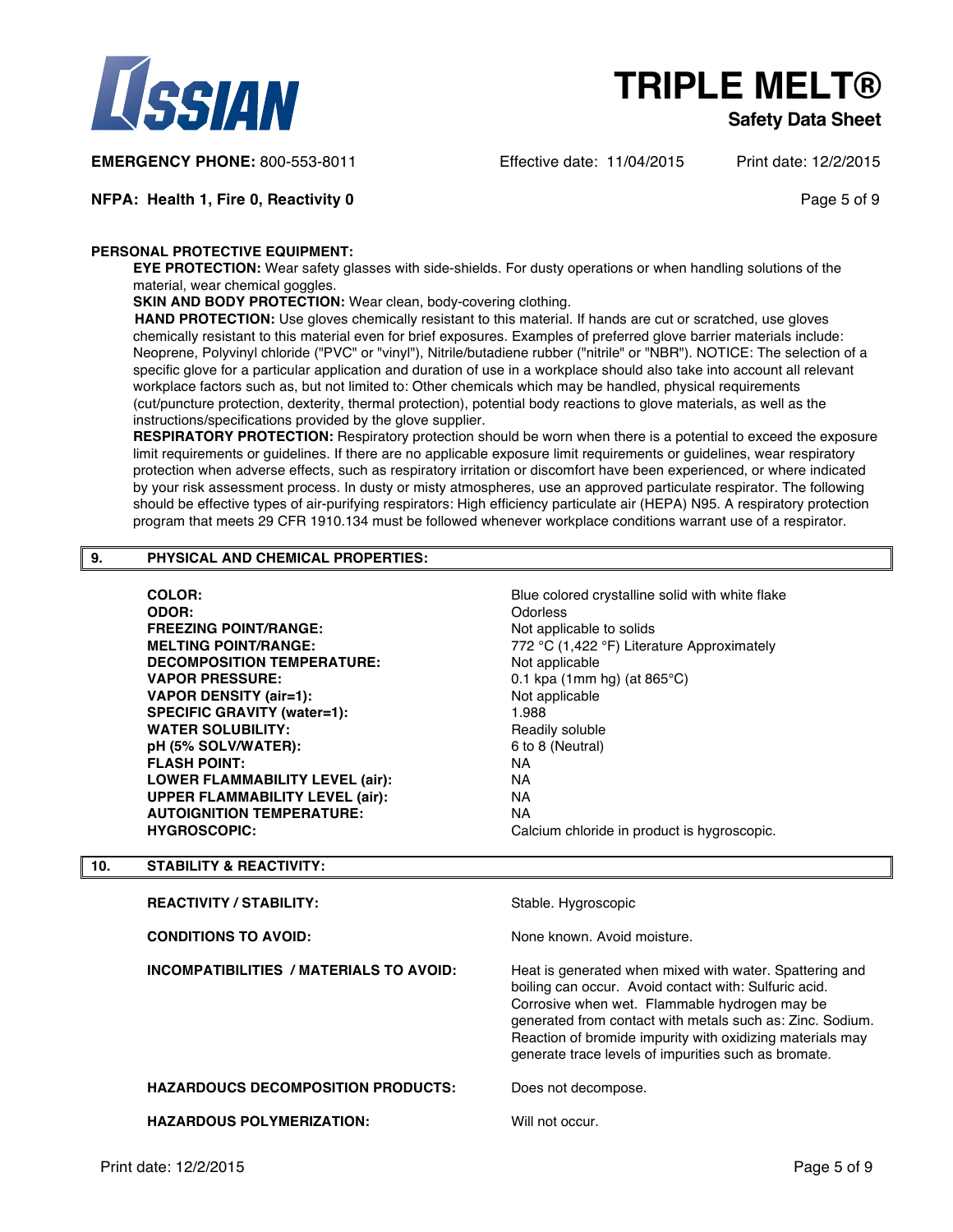**PERSONAL PROTECTIVE EQUIPMENT:**

**EYE PROTECTION:** Wear safety glasses with side-shields. For dusty operations or when handling solutions of the material, wear chemical goggles.

**SKIN AND BODY PROTECTION:** Wear clean, body-covering clothing.

**HAND PROTECTION:** Use gloves chemically resistant to this material. If hands are cut or scratched, use gloves chemically resistant to this material even for brief exposures. Examples of preferred glove barrier materials include: Neoprene, Polyvinyl chloride ("PVC" or "vinyl"), Nitrile/butadiene rubber ("nitrile" or "NBR"). NOTICE: The selection of a specific glove for a particular application and duration of use in a workplace should also take into account all relevant workplace factors such as, but not limited to: Other chemicals which may be handled, physical requirements (cut/puncture protection, dexterity, thermal protection), potential body reactions to glove materials, as well as the instructions/specifications provided by the glove supplier.

**RESPIRATORY PROTECTION:** Respiratory protection should be worn when there is a potential to exceed the exposure limit requirements or guidelines. If there are no applicable exposure limit requirements or guidelines, wear respiratory protection when adverse effects, such as respiratory irritation or discomfort have been experienced, or where indicated by your risk assessment process. In dusty or misty atmospheres, use an approved particulate respirator. The following should be effective types of air-purifying respirators: High efficiency particulate air (HEPA) N95. A respiratory protection program that meets 29 CFR 1910.134 must be followed whenever workplace conditions warrant use of a respirator.

## 9. PHYSICAL AND CHEMICAL PROPERTIES:

| | |
|---|---|
| **COLOR:** | Blue colored crystalline solid with white flake |
| **ODOR:** | Odorless |
| **FREEZING POINT/RANGE:** | Not applicable to solids |
| **MELTING POINT/RANGE:** | 772 °C (1,422 °F) Literature Approximately |
| **DECOMPOSITION TEMPERATURE:** | Not applicable |
| **VAPOR PRESSURE:** | 0.1 kpa (1mm hg) (at 865°C) |
| **VAPOR DENSITY (air=1):** | Not applicable |
| **SPECIFIC GRAVITY (water=1):** | 1.988 |
| **WATER SOLUBILITY:** | Readily soluble |
| **pH (5% SOLV/WATER):** | 6 to 8 (Neutral) |
| **FLASH POINT:** | NA |
| **LOWER FLAMMABILITY LEVEL (air):** | NA |
| **UPPER FLAMMABILITY LEVEL (air):** | NA |
| **AUTOIGNITION TEMPERATURE:** | NA |
| **HYGROSCOPIC:** | Calcium chloride in product is hygroscopic. |

## 10. STABILITY & REACTIVITY:

| | |
|---|---|
| **REACTIVITY / STABILITY:** | Stable. Hygroscopic |
| **CONDITIONS TO AVOID:** | None known. Avoid moisture. |
| **INCOMPATIBILITIES / MATERIALS TO AVOID:** | Heat is generated when mixed with water. Spattering and boiling can occur. Avoid contact with: Sulfuric acid. Corrosive when wet. Flammable hydrogen may be generated from contact with metals such as: Zinc. Sodium. Reaction of bromide impurity with oxidizing materials may generate trace levels of impurities such as bromate. |
| **HAZARDOUCS DECOMPOSITION PRODUCTS:** | Does not decompose. |
| **HAZARDOUS POLYMERIZATION:** | Will not occur. |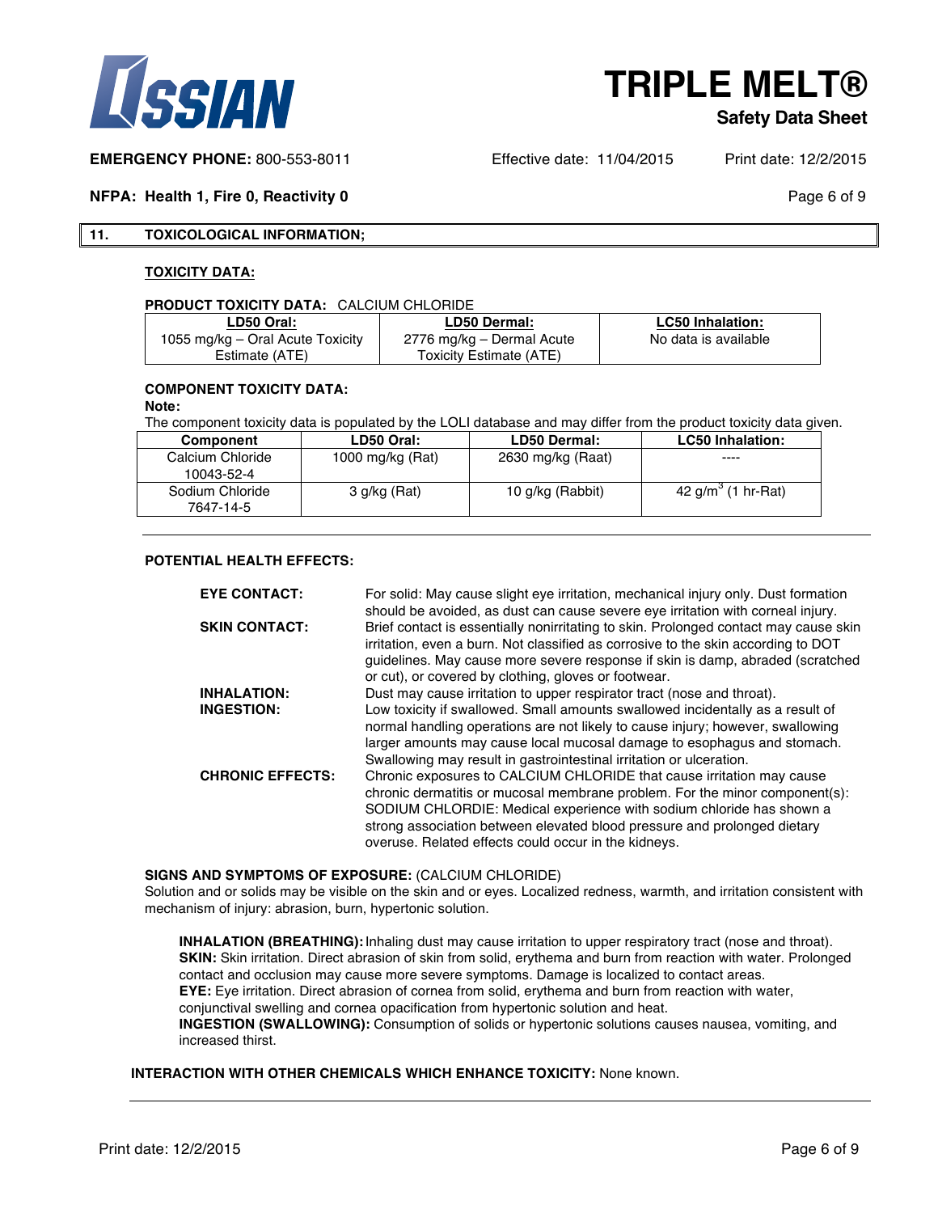## 11. TOXICOLOGICAL INFORMATION;

**TOXICITY DATA:**

**PRODUCT TOXICITY DATA:** CALCIUM CHLORIDE

| LD50 Oral: | LD50 Dermal: | LC50 Inhalation: |
|---|---|---|
| 1055 mg/kg – Oral Acute Toxicity Estimate (ATE) | 2776 mg/kg – Dermal Acute Toxicity Estimate (ATE) | No data is available |

**COMPONENT TOXICITY DATA:**

**Note:**

The component toxicity data is populated by the LOLI database and may differ from the product toxicity data given.

| Component | LD50 Oral: | LD50 Dermal: | LC50 Inhalation: |
|---|---|---|---|
| Calcium Chloride 10043-52-4 | 1000 mg/kg (Rat) | 2630 mg/kg (Raat) | ---- |
| Sodium Chloride 7647-14-5 | 3 g/kg (Rat) | 10 g/kg (Rabbit) | 42 g/m$^3$ (1 hr-Rat) |

**POTENTIAL HEALTH EFFECTS:**

**EYE CONTACT:** For solid: May cause slight eye irritation, mechanical injury only. Dust formation should be avoided, as dust can cause severe eye irritation with corneal injury.

**SKIN CONTACT:** Brief contact is essentially nonirritating to skin. Prolonged contact may cause skin irritation, even a burn. Not classified as corrosive to the skin according to DOT guidelines. May cause more severe response if skin is damp, abraded (scratched or cut), or covered by clothing, gloves or footwear.

**INHALATION:** Dust may cause irritation to upper respirator tract (nose and throat).

**INGESTION:** Low toxicity if swallowed. Small amounts swallowed incidentally as a result of normal handling operations are not likely to cause injury; however, swallowing larger amounts may cause local mucosal damage to esophagus and stomach. Swallowing may result in gastrointestinal irritation or ulceration.

**CHRONIC EFFECTS:** Chronic exposures to CALCIUM CHLORIDE that cause irritation may cause chronic dermatitis or mucosal membrane problem. For the minor component(s): SODIUM CHLORDIE: Medical experience with sodium chloride has shown a strong association between elevated blood pressure and prolonged dietary overuse. Related effects could occur in the kidneys.

**SIGNS AND SYMPTOMS OF EXPOSURE:** (CALCIUM CHLORIDE)

Solution and or solids may be visible on the skin and or eyes. Localized redness, warmth, and irritation consistent with mechanism of injury: abrasion, burn, hypertonic solution.

**INHALATION (BREATHING):** Inhaling dust may cause irritation to upper respiratory tract (nose and throat).
**SKIN:** Skin irritation. Direct abrasion of skin from solid, erythema and burn from reaction with water. Prolonged contact and occlusion may cause more severe symptoms. Damage is localized to contact areas.
**EYE:** Eye irritation. Direct abrasion of cornea from solid, erythema and burn from reaction with water, conjunctival swelling and cornea opacification from hypertonic solution and heat.
**INGESTION (SWALLOWING):** Consumption of solids or hypertonic solutions causes nausea, vomiting, and increased thirst.

**INTERACTION WITH OTHER CHEMICALS WHICH ENHANCE TOXICITY:** None known.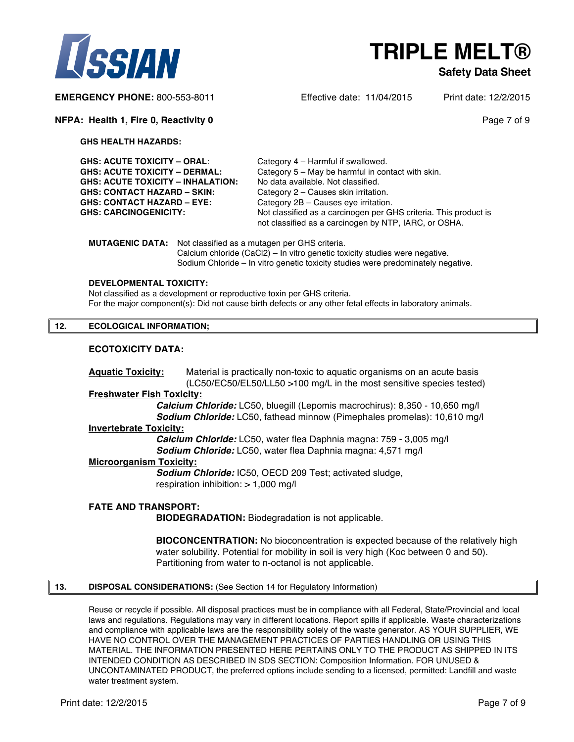**GHS HEALTH HAZARDS:**

| | |
|---|---|
| **GHS: ACUTE TOXICITY – ORAL**: | Category 4 – Harmful if swallowed. |
| **GHS: ACUTE TOXICITY – DERMAL:** | Category 5 – May be harmful in contact with skin. |
| **GHS: ACUTE TOXICITY – INHALATION:** | No data available. Not classified. |
| **GHS: CONTACT HAZARD – SKIN:** | Category 2 – Causes skin irritation. |
| **GHS: CONTACT HAZARD – EYE:** | Category 2B – Causes eye irritation. |
| **GHS: CARCINOGENICITY:** | Not classified as a carcinogen per GHS criteria. This product is not classified as a carcinogen by NTP, IARC, or OSHA. |

**MUTAGENIC DATA:** Not classified as a mutagen per GHS criteria.
Calcium chloride ($CaCl_2$) – In vitro genetic toxicity studies were negative.
Sodium Chloride – In vitro genetic toxicity studies were predominately negative.

**DEVELOPMENTAL TOXICITY:**
Not classified as a development or reproductive toxin per GHS criteria.
For the major component(s): Did not cause birth defects or any other fetal effects in laboratory animals.

## 12. ECOLOGICAL INFORMATION;

### ECOTOXICITY DATA:

**Aquatic Toxicity:** Material is practically non-toxic to aquatic organisms on an acute basis (LC50/EC50/EL50/LL50 >100 mg/L in the most sensitive species tested)

**Freshwater Fish Toxicity:**

***Calcium Chloride:*** LC50, bluegill (Lepomis macrochirus): 8,350 - 10,650 mg/l
***Sodium Chloride:*** LC50, fathead minnow (Pimephales promelas): 10,610 mg/l

**Invertebrate Toxicity:**

***Calcium Chloride:*** LC50, water flea Daphnia magna: 759 - 3,005 mg/l
***Sodium Chloride:*** LC50, water flea Daphnia magna: 4,571 mg/l

**Microorganism Toxicity:**

***Sodium Chloride:*** IC50, OECD 209 Test; activated sludge, respiration inhibition: > 1,000 mg/l

**FATE AND TRANSPORT:**

**BIODEGRADATION:** Biodegradation is not applicable.

**BIOCONCENTRATION:** No bioconcentration is expected because of the relatively high water solubility. Potential for mobility in soil is very high (Koc between 0 and 50). Partitioning from water to n-octanol is not applicable.

## 13. DISPOSAL CONSIDERATIONS: (See Section 14 for Regulatory Information)

Reuse or recycle if possible. All disposal practices must be in compliance with all Federal, State/Provincial and local laws and regulations. Regulations may vary in different locations. Report spills if applicable. Waste characterizations and compliance with applicable laws are the responsibility solely of the waste generator. AS YOUR SUPPLIER, WE HAVE NO CONTROL OVER THE MANAGEMENT PRACTICES OF PARTIES HANDLING OR USING THIS MATERIAL. THE INFORMATION PRESENTED HERE PERTAINS ONLY TO THE PRODUCT AS SHIPPED IN ITS INTENDED CONDITION AS DESCRIBED IN SDS SECTION: Composition Information. FOR UNUSED & UNCONTAMINATED PRODUCT, the preferred options include sending to a licensed, permitted: Landfill and waste water treatment system.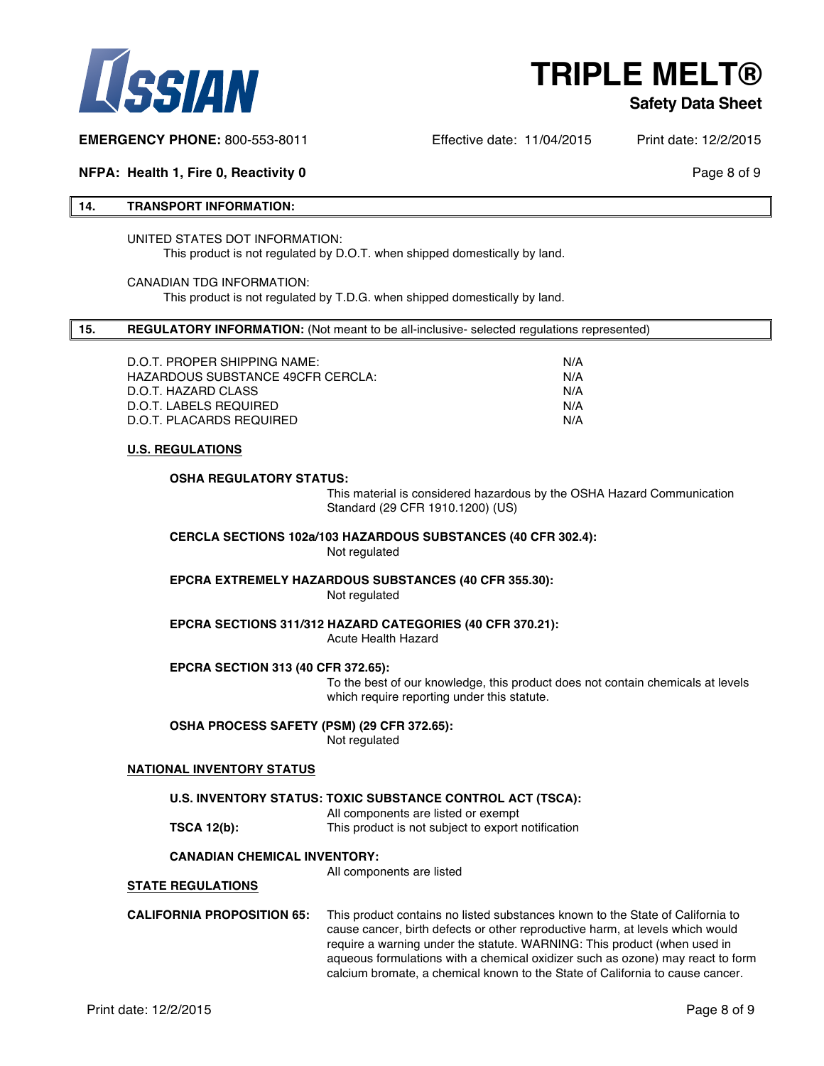## 14. TRANSPORT INFORMATION:

UNITED STATES DOT INFORMATION:
This product is not regulated by D.O.T. when shipped domestically by land.

CANADIAN TDG INFORMATION:
This product is not regulated by T.D.G. when shipped domestically by land.

## 15. REGULATORY INFORMATION: (Not meant to be all-inclusive- selected regulations represented)

| | |
|---|---|
| D.O.T. PROPER SHIPPING NAME: | N/A |
| HAZARDOUS SUBSTANCE 49CFR CERCLA: | N/A |
| D.O.T. HAZARD CLASS | N/A |
| D.O.T. LABELS REQUIRED | N/A |
| D.O.T. PLACARDS REQUIRED | N/A |

### U.S. REGULATIONS

**OSHA REGULATORY STATUS:**
This material is considered hazardous by the OSHA Hazard Communication Standard (29 CFR 1910.1200) (US)

**CERCLA SECTIONS 102a/103 HAZARDOUS SUBSTANCES (40 CFR 302.4):**
Not regulated

**EPCRA EXTREMELY HAZARDOUS SUBSTANCES (40 CFR 355.30):**
Not regulated

**EPCRA SECTIONS 311/312 HAZARD CATEGORIES (40 CFR 370.21):**
Acute Health Hazard

**EPCRA SECTION 313 (40 CFR 372.65):**
To the best of our knowledge, this product does not contain chemicals at levels which require reporting under this statute.

**OSHA PROCESS SAFETY (PSM) (29 CFR 372.65):**
Not regulated

### NATIONAL INVENTORY STATUS

**U.S. INVENTORY STATUS: TOXIC SUBSTANCE CONTROL ACT (TSCA):**
All components are listed or exempt

**TSCA 12(b):** This product is not subject to export notification

**CANADIAN CHEMICAL INVENTORY:**
All components are listed

### STATE REGULATIONS

**CALIFORNIA PROPOSITION 65:** This product contains no listed substances known to the State of California to cause cancer, birth defects or other reproductive harm, at levels which would require a warning under the statute. WARNING: This product (when used in aqueous formulations with a chemical oxidizer such as ozone) may react to form calcium bromate, a chemical known to the State of California to cause cancer.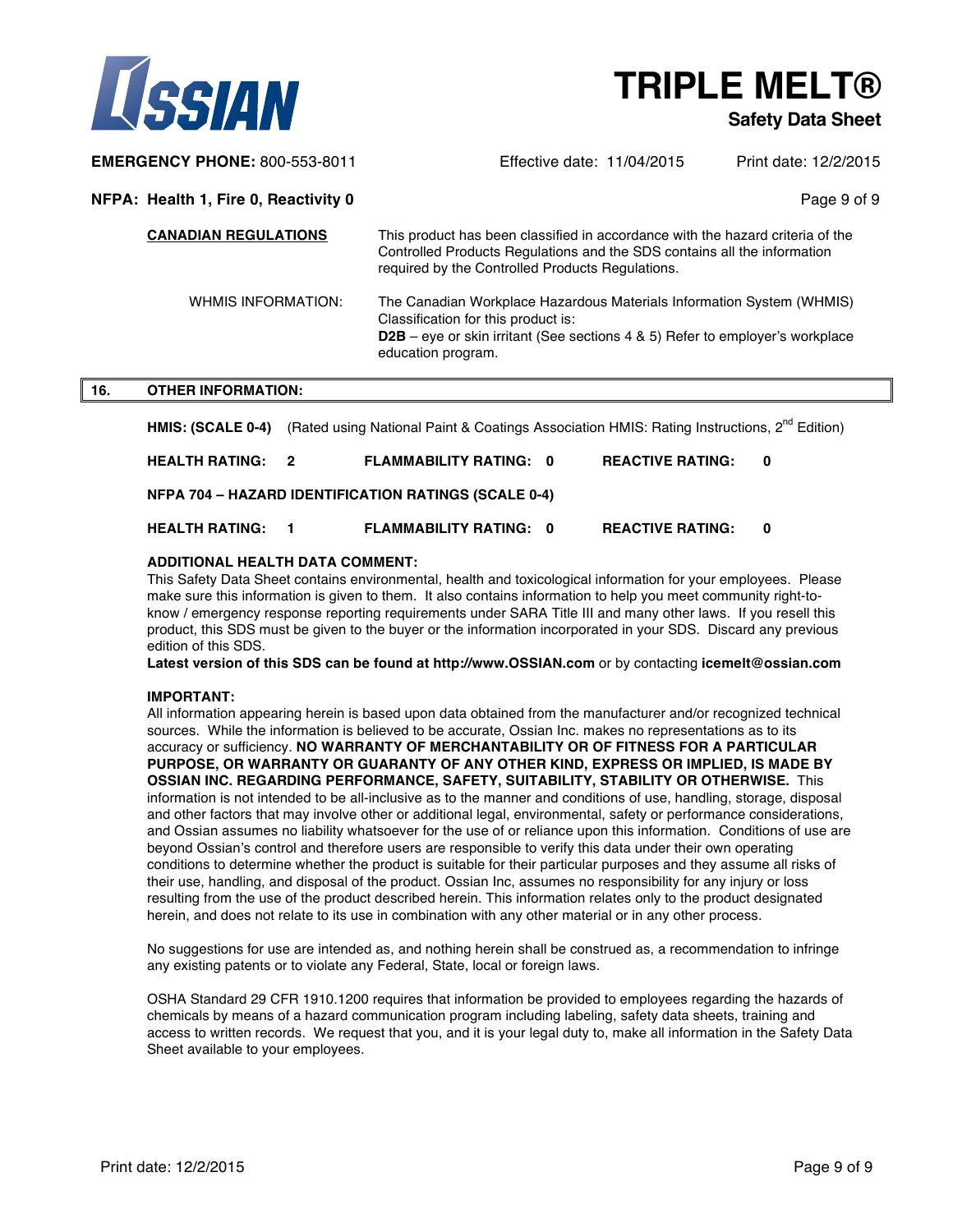**CANADIAN REGULATIONS** — This product has been classified in accordance with the hazard criteria of the Controlled Products Regulations and the SDS contains all the information required by the Controlled Products Regulations.

WHMIS INFORMATION: The Canadian Workplace Hazardous Materials Information System (WHMIS) Classification for this product is:
**D2B** – eye or skin irritant (See sections 4 & 5) Refer to employer's workplace education program.

## 16. OTHER INFORMATION:

**HMIS: (SCALE 0-4)** (Rated using National Paint & Coatings Association HMIS: Rating Instructions, 2nd Edition)

**HEALTH RATING: 2** **FLAMMABILITY RATING: 0** **REACTIVE RATING: 0**

**NFPA 704 – HAZARD IDENTIFICATION RATINGS (SCALE 0-4)**

**HEALTH RATING: 1** **FLAMMABILITY RATING: 0** **REACTIVE RATING: 0**

**ADDITIONAL HEALTH DATA COMMENT:**
This Safety Data Sheet contains environmental, health and toxicological information for your employees. Please make sure this information is given to them. It also contains information to help you meet community right-to-know / emergency response reporting requirements under SARA Title III and many other laws. If you resell this product, this SDS must be given to the buyer or the information incorporated in your SDS. Discard any previous edition of this SDS.
**Latest version of this SDS can be found at http://www.OSSIAN.com** or by contacting **icemelt@ossian.com**

**IMPORTANT:**
All information appearing herein is based upon data obtained from the manufacturer and/or recognized technical sources. While the information is believed to be accurate, Ossian Inc. makes no representations as to its accuracy or sufficiency. **NO WARRANTY OF MERCHANTABILITY OR OF FITNESS FOR A PARTICULAR PURPOSE, OR WARRANTY OR GUARANTY OF ANY OTHER KIND, EXPRESS OR IMPLIED, IS MADE BY OSSIAN INC. REGARDING PERFORMANCE, SAFETY, SUITABILITY, STABILITY OR OTHERWISE.** This information is not intended to be all-inclusive as to the manner and conditions of use, handling, storage, disposal and other factors that may involve other or additional legal, environmental, safety or performance considerations, and Ossian assumes no liability whatsoever for the use of or reliance upon this information. Conditions of use are beyond Ossian's control and therefore users are responsible to verify this data under their own operating conditions to determine whether the product is suitable for their particular purposes and they assume all risks of their use, handling, and disposal of the product. Ossian Inc, assumes no responsibility for any injury or loss resulting from the use of the product described herein. This information relates only to the product designated herein, and does not relate to its use in combination with any other material or in any other process.

No suggestions for use are intended as, and nothing herein shall be construed as, a recommendation to infringe any existing patents or to violate any Federal, State, local or foreign laws.

OSHA Standard 29 CFR 1910.1200 requires that information be provided to employees regarding the hazards of chemicals by means of a hazard communication program including labeling, safety data sheets, training and access to written records. We request that you, and it is your legal duty to, make all information in the Safety Data Sheet available to your employees.